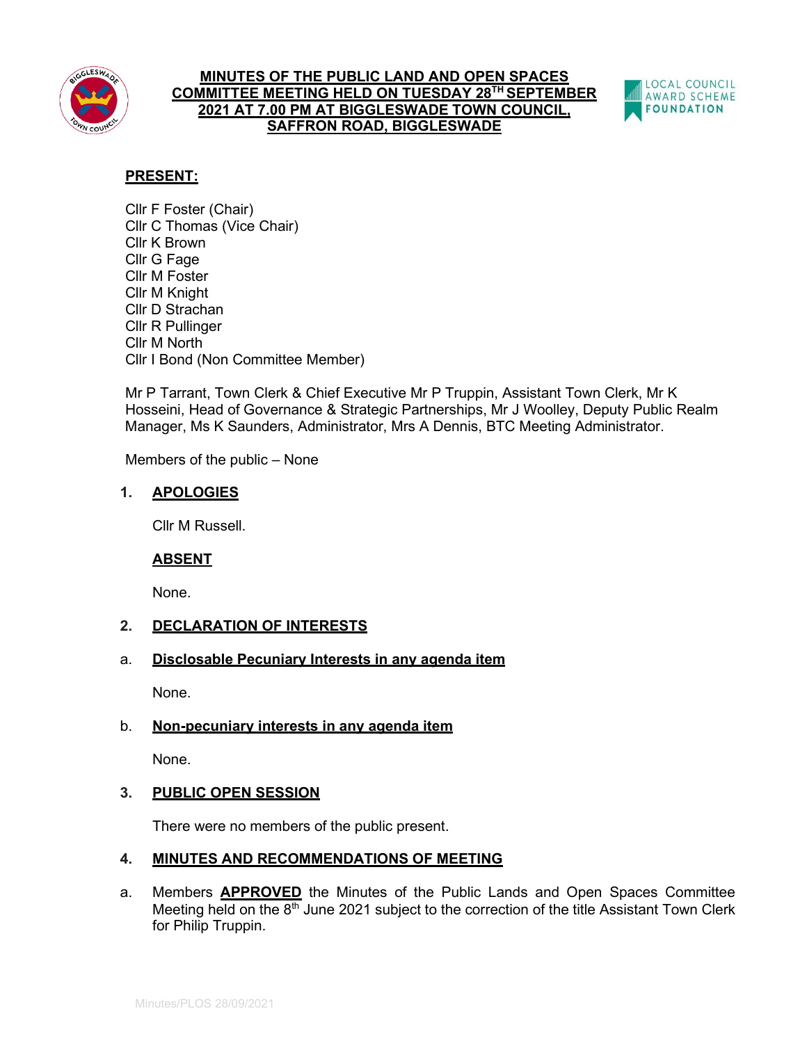# MINUTES OF THE PUBLIC LAND AND OPEN SPACES COMMITTEE MEETING HELD ON TUESDAY 28TH SEPTEMBER 2021 AT 7.00 PM AT BIGGLESWADE TOWN COUNCIL, SAFFRON ROAD, BIGGLESWADE

## PRESENT:

Cllr F Foster (Chair)
Cllr C Thomas (Vice Chair)
Cllr K Brown
Cllr G Fage
Cllr M Foster
Cllr M Knight
Cllr D Strachan
Cllr R Pullinger
Cllr M North
Cllr I Bond (Non Committee Member)

Mr P Tarrant, Town Clerk & Chief Executive Mr P Truppin, Assistant Town Clerk, Mr K Hosseini, Head of Governance & Strategic Partnerships, Mr J Woolley, Deputy Public Realm Manager, Ms K Saunders, Administrator, Mrs A Dennis, BTC Meeting Administrator.

Members of the public – None

## 1. APOLOGIES

Cllr M Russell.

### ABSENT

None.

## 2. DECLARATION OF INTERESTS

### a. Disclosable Pecuniary Interests in any agenda item

None.

### b. Non-pecuniary interests in any agenda item

None.

## 3. PUBLIC OPEN SESSION

There were no members of the public present.

## 4. MINUTES AND RECOMMENDATIONS OF MEETING

a. Members **APPROVED** the Minutes of the Public Lands and Open Spaces Committee Meeting held on the 8th June 2021 subject to the correction of the title Assistant Town Clerk for Philip Truppin.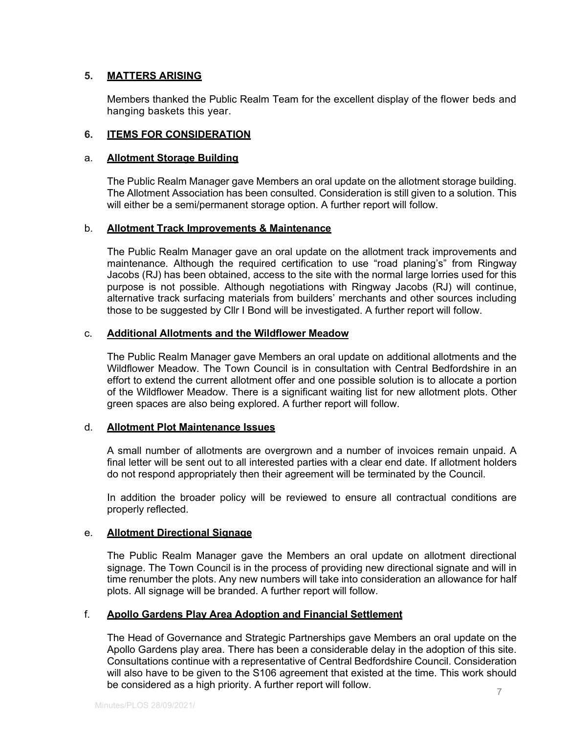## 5. MATTERS ARISING

Members thanked the Public Realm Team for the excellent display of the flower beds and hanging baskets this year.

## 6. ITEMS FOR CONSIDERATION

### a. Allotment Storage Building

The Public Realm Manager gave Members an oral update on the allotment storage building. The Allotment Association has been consulted. Consideration is still given to a solution. This will either be a semi/permanent storage option. A further report will follow.

### b. Allotment Track Improvements & Maintenance

The Public Realm Manager gave an oral update on the allotment track improvements and maintenance. Although the required certification to use "road planing's" from Ringway Jacobs (RJ) has been obtained, access to the site with the normal large lorries used for this purpose is not possible. Although negotiations with Ringway Jacobs (RJ) will continue, alternative track surfacing materials from builders' merchants and other sources including those to be suggested by Cllr I Bond will be investigated. A further report will follow.

### c. Additional Allotments and the Wildflower Meadow

The Public Realm Manager gave Members an oral update on additional allotments and the Wildflower Meadow. The Town Council is in consultation with Central Bedfordshire in an effort to extend the current allotment offer and one possible solution is to allocate a portion of the Wildflower Meadow. There is a significant waiting list for new allotment plots. Other green spaces are also being explored. A further report will follow.

### d. Allotment Plot Maintenance Issues

A small number of allotments are overgrown and a number of invoices remain unpaid. A final letter will be sent out to all interested parties with a clear end date. If allotment holders do not respond appropriately then their agreement will be terminated by the Council.

In addition the broader policy will be reviewed to ensure all contractual conditions are properly reflected.

### e. Allotment Directional Signage

The Public Realm Manager gave the Members an oral update on allotment directional signage. The Town Council is in the process of providing new directional signate and will in time renumber the plots. Any new numbers will take into consideration an allowance for half plots. All signage will be branded. A further report will follow.

### f. Apollo Gardens Play Area Adoption and Financial Settlement

The Head of Governance and Strategic Partnerships gave Members an oral update on the Apollo Gardens play area. There has been a considerable delay in the adoption of this site. Consultations continue with a representative of Central Bedfordshire Council. Consideration will also have to be given to the S106 agreement that existed at the time. This work should be considered as a high priority. A further report will follow.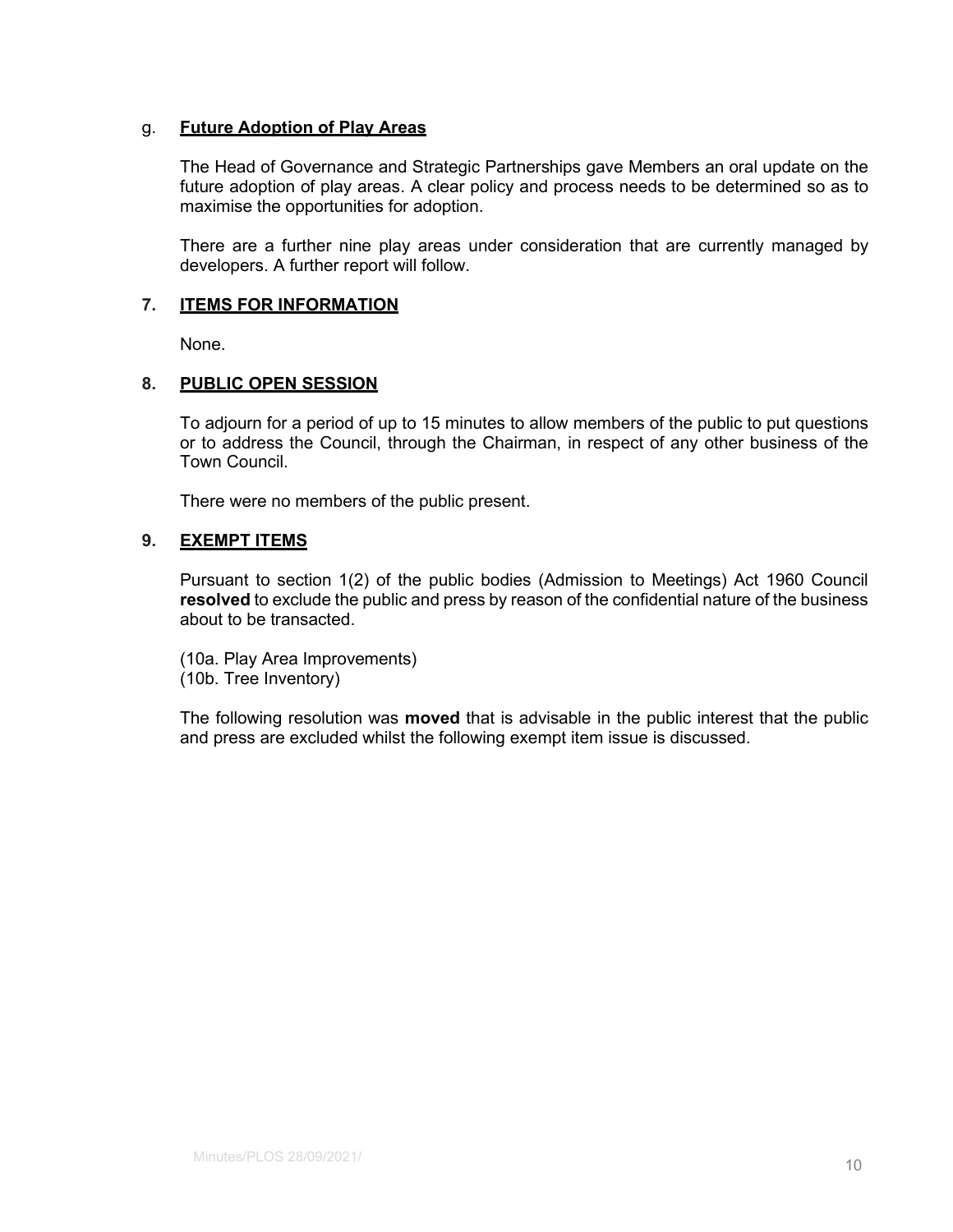g. **<u>Future Adoption of Play Areas</u>**

The Head of Governance and Strategic Partnerships gave Members an oral update on the future adoption of play areas. A clear policy and process needs to be determined so as to maximise the opportunities for adoption.

There are a further nine play areas under consideration that are currently managed by developers. A further report will follow.

## 7. ITEMS FOR INFORMATION

None.

## 8. PUBLIC OPEN SESSION

To adjourn for a period of up to 15 minutes to allow members of the public to put questions or to address the Council, through the Chairman, in respect of any other business of the Town Council.

There were no members of the public present.

## 9. EXEMPT ITEMS

Pursuant to section 1(2) of the public bodies (Admission to Meetings) Act 1960 Council **resolved** to exclude the public and press by reason of the confidential nature of the business about to be transacted.

(10a. Play Area Improvements)
(10b. Tree Inventory)

The following resolution was **moved** that is advisable in the public interest that the public and press are excluded whilst the following exempt item issue is discussed.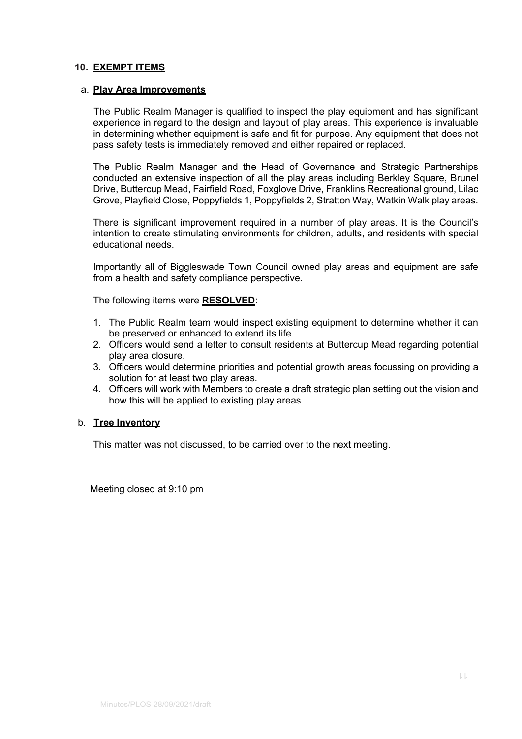## 10. EXEMPT ITEMS

### a. Play Area Improvements

The Public Realm Manager is qualified to inspect the play equipment and has significant experience in regard to the design and layout of play areas. This experience is invaluable in determining whether equipment is safe and fit for purpose. Any equipment that does not pass safety tests is immediately removed and either repaired or replaced.

The Public Realm Manager and the Head of Governance and Strategic Partnerships conducted an extensive inspection of all the play areas including Berkley Square, Brunel Drive, Buttercup Mead, Fairfield Road, Foxglove Drive, Franklins Recreational ground, Lilac Grove, Playfield Close, Poppyfields 1, Poppyfields 2, Stratton Way, Watkin Walk play areas.

There is significant improvement required in a number of play areas. It is the Council's intention to create stimulating environments for children, adults, and residents with special educational needs.

Importantly all of Biggleswade Town Council owned play areas and equipment are safe from a health and safety compliance perspective.

The following items were **RESOLVED**:

1. The Public Realm team would inspect existing equipment to determine whether it can be preserved or enhanced to extend its life.
2. Officers would send a letter to consult residents at Buttercup Mead regarding potential play area closure.
3. Officers would determine priorities and potential growth areas focussing on providing a solution for at least two play areas.
4. Officers will work with Members to create a draft strategic plan setting out the vision and how this will be applied to existing play areas.

### b. Tree Inventory

This matter was not discussed, to be carried over to the next meeting.

Meeting closed at 9:10 pm